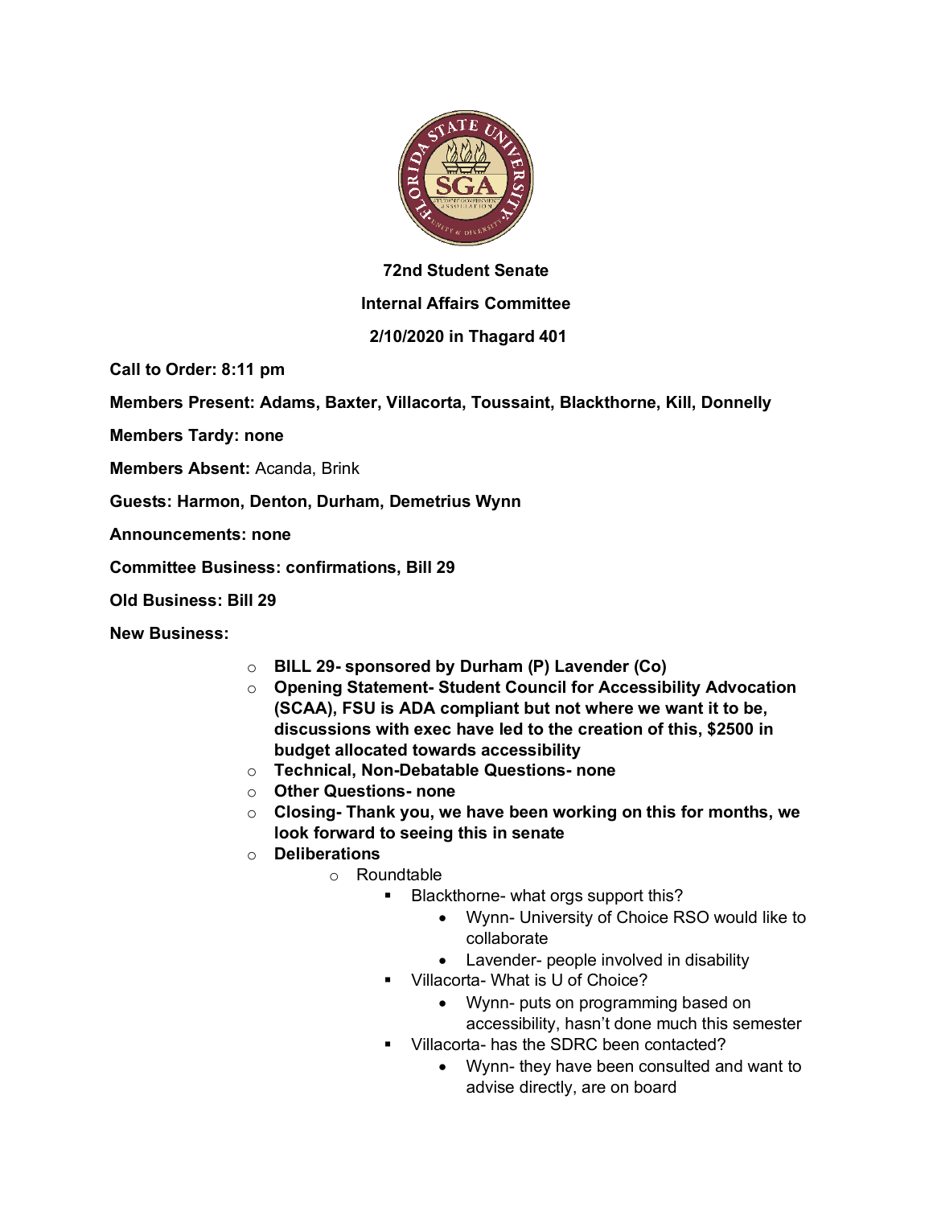**72nd Student Senate**

**Internal Affairs Committee**

**2/10/2020 in Thagard 401**

**Call to Order: 8:11 pm**

**Members Present: Adams, Baxter, Villacorta, Toussaint, Blackthorne, Kill, Donnelly**

**Members Tardy: none**

**Members Absent:** Acanda, Brink

**Guests: Harmon, Denton, Durham, Demetrius Wynn**

**Announcements: none**

**Committee Business: confirmations, Bill 29**

**Old Business: Bill 29**

**New Business:**

- **BILL 29- sponsored by Durham (P) Lavender (Co)**
- **Opening Statement- Student Council for Accessibility Advocation (SCAA), FSU is ADA compliant but not where we want it to be, discussions with exec have led to the creation of this, $2500 in budget allocated towards accessibility**
- **Technical, Non-Debatable Questions- none**
- **Other Questions- none**
- **Closing- Thank you, we have been working on this for months, we look forward to seeing this in senate**
- **Deliberations**
  - Roundtable
    - Blackthorne- what orgs support this?
      - Wynn- University of Choice RSO would like to collaborate
      - Lavender- people involved in disability
    - Villacorta- What is U of Choice?
      - Wynn- puts on programming based on accessibility, hasn't done much this semester
    - Villacorta- has the SDRC been contacted?
      - Wynn- they have been consulted and want to advise directly, are on board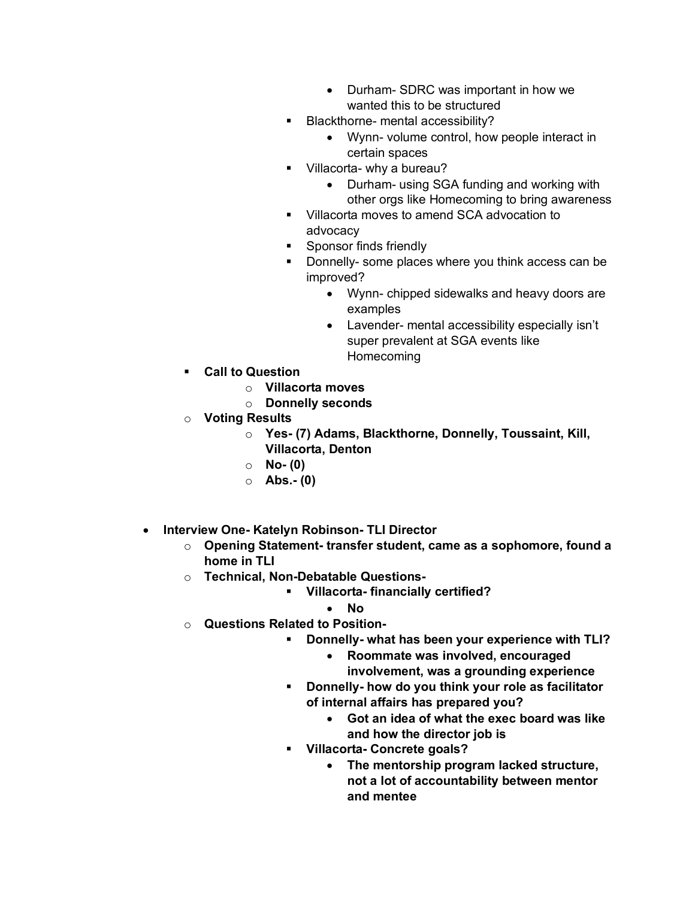- Durham- SDRC was important in how we wanted this to be structured
        - Blackthorne- mental accessibility?
            - Wynn- volume control, how people interact in certain spaces
        - Villacorta- why a bureau?
            - Durham- using SGA funding and working with other orgs like Homecoming to bring awareness
        - Villacorta moves to amend SCA advocation to advocacy
        - Sponsor finds friendly
        - Donnelly- some places where you think access can be improved?
            - Wynn- chipped sidewalks and heavy doors are examples
            - Lavender- mental accessibility especially isn't super prevalent at SGA events like Homecoming
    - **Call to Question**
        - **Villacorta moves**
        - **Donnelly seconds**
    - **Voting Results**
        - **Yes- (7) Adams, Blackthorne, Donnelly, Toussaint, Kill, Villacorta, Denton**
        - **No- (0)**
        - **Abs.- (0)**

- **Interview One- Katelyn Robinson- TLI Director**
    - **Opening Statement- transfer student, came as a sophomore, found a home in TLI**
    - **Technical, Non-Debatable Questions-**
        - **Villacorta- financially certified?**
            - **No**
    - **Questions Related to Position-**
        - **Donnelly- what has been your experience with TLI?**
            - **Roommate was involved, encouraged involvement, was a grounding experience**
        - **Donnelly- how do you think your role as facilitator of internal affairs has prepared you?**
            - **Got an idea of what the exec board was like and how the director job is**
        - **Villacorta- Concrete goals?**
            - **The mentorship program lacked structure, not a lot of accountability between mentor and mentee**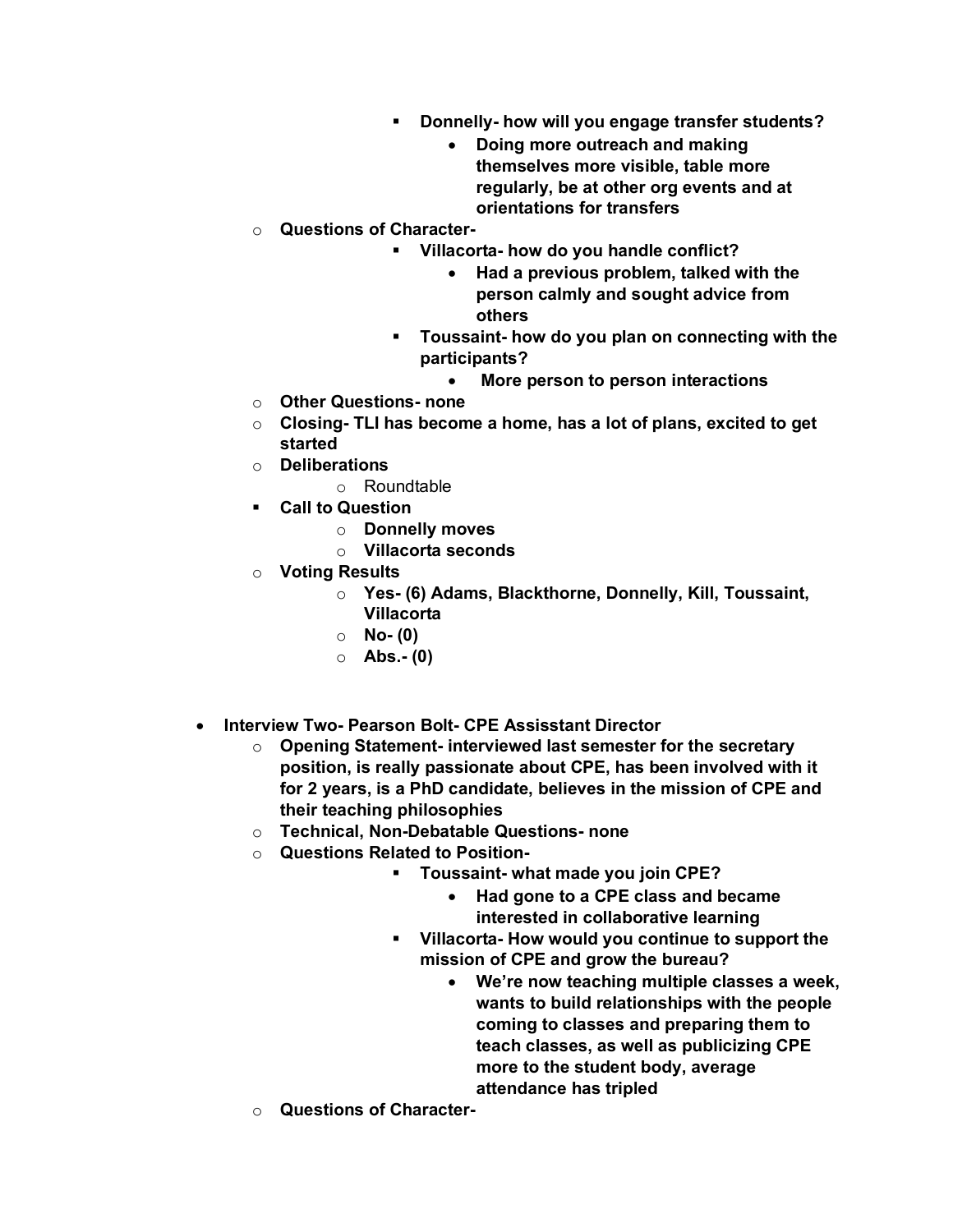- **Donnelly- how will you engage transfer students?**
                    - **Doing more outreach and making themselves more visible, table more regularly, be at other org events and at orientations for transfers**
        - **Questions of Character-**
            - **Villacorta- how do you handle conflict?**
                - **Had a previous problem, talked with the person calmly and sought advice from others**
            - **Toussaint- how do you plan on connecting with the participants?**
                - **More person to person interactions**
        - **Other Questions- none**
        - **Closing- TLI has become a home, has a lot of plans, excited to get started**
        - **Deliberations**
            - Roundtable
        - **Call to Question**
            - **Donnelly moves**
            - **Villacorta seconds**
        - **Voting Results**
            - **Yes- (6) Adams, Blackthorne, Donnelly, Kill, Toussaint, Villacorta**
            - **No- (0)**
            - **Abs.- (0)**

- **Interview Two- Pearson Bolt- CPE Assisstant Director**
    - **Opening Statement- interviewed last semester for the secretary position, is really passionate about CPE, has been involved with it for 2 years, is a PhD candidate, believes in the mission of CPE and their teaching philosophies**
    - **Technical, Non-Debatable Questions- none**
    - **Questions Related to Position-**
        - **Toussaint- what made you join CPE?**
            - **Had gone to a CPE class and became interested in collaborative learning**
        - **Villacorta- How would you continue to support the mission of CPE and grow the bureau?**
            - **We're now teaching multiple classes a week, wants to build relationships with the people coming to classes and preparing them to teach classes, as well as publicizing CPE more to the student body, average attendance has tripled**
    - **Questions of Character-**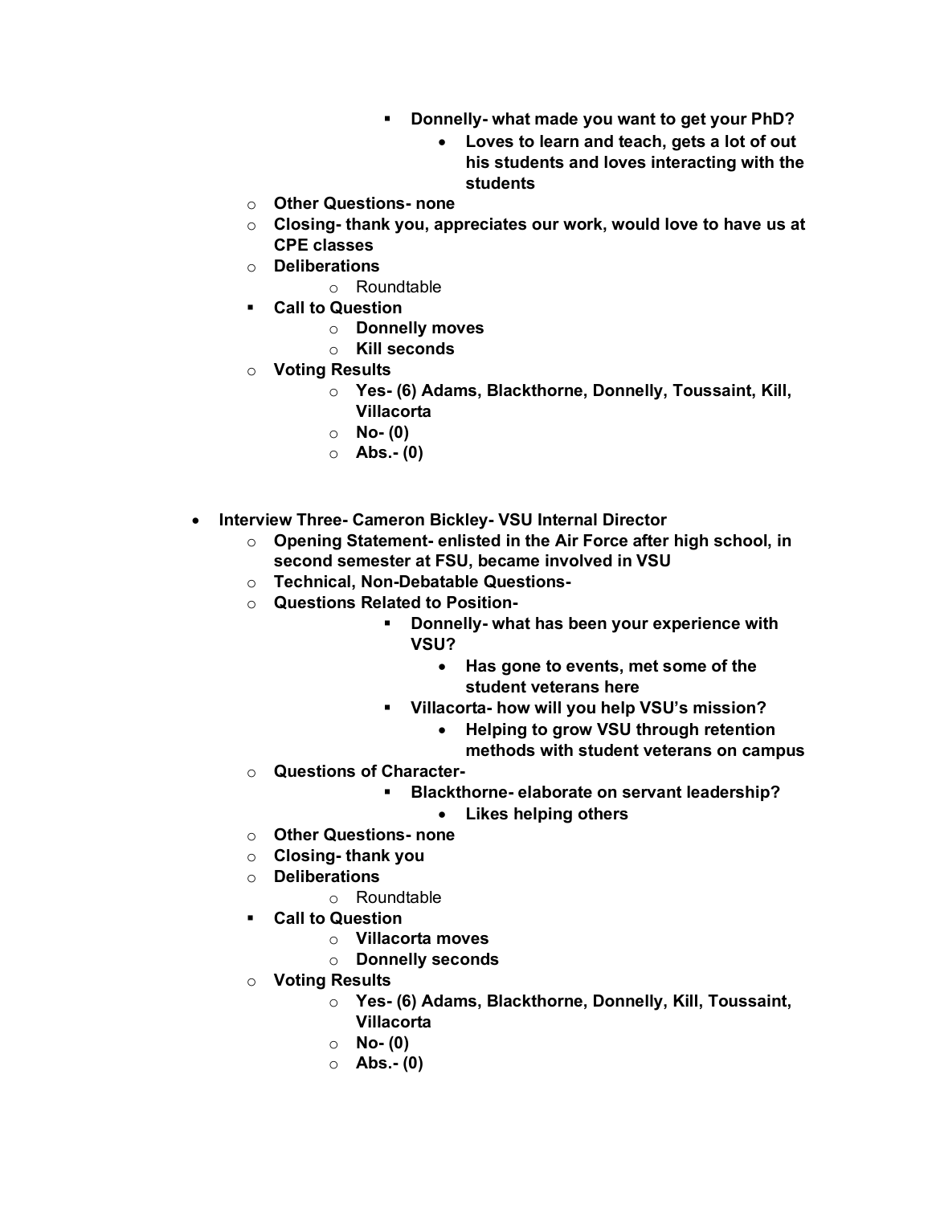- **Donnelly- what made you want to get your PhD?**
        - **Loves to learn and teach, gets a lot of out his students and loves interacting with the students**
  - **Other Questions- none**
  - **Closing- thank you, appreciates our work, would love to have us at CPE classes**
  - **Deliberations**
    - Roundtable
  - **Call to Question**
    - **Donnelly moves**
    - **Kill seconds**
  - **Voting Results**
    - **Yes- (6) Adams, Blackthorne, Donnelly, Toussaint, Kill, Villacorta**
    - **No- (0)**
    - **Abs.- (0)**

- **Interview Three- Cameron Bickley- VSU Internal Director**
  - **Opening Statement- enlisted in the Air Force after high school, in second semester at FSU, became involved in VSU**
  - **Technical, Non-Debatable Questions-**
  - **Questions Related to Position-**
    - **Donnelly- what has been your experience with VSU?**
      - **Has gone to events, met some of the student veterans here**
    - **Villacorta- how will you help VSU's mission?**
      - **Helping to grow VSU through retention methods with student veterans on campus**
  - **Questions of Character-**
    - **Blackthorne- elaborate on servant leadership?**
      - **Likes helping others**
  - **Other Questions- none**
  - **Closing- thank you**
  - **Deliberations**
    - Roundtable
  - **Call to Question**
    - **Villacorta moves**
    - **Donnelly seconds**
  - **Voting Results**
    - **Yes- (6) Adams, Blackthorne, Donnelly, Kill, Toussaint, Villacorta**
    - **No- (0)**
    - **Abs.- (0)**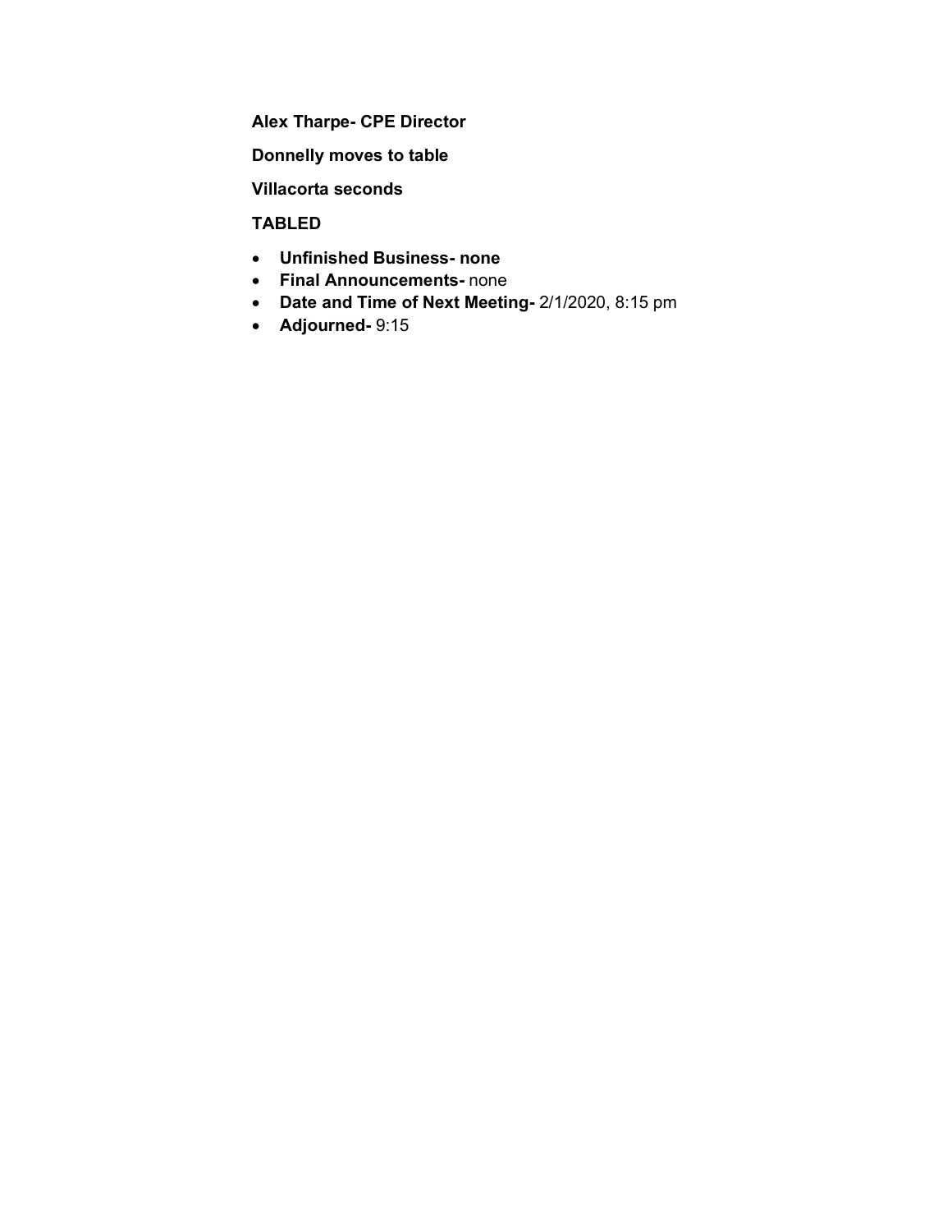**Alex Tharpe- CPE Director**

**Donnelly moves to table**

**Villacorta seconds**

**TABLED**

- **Unfinished Business- none**
- **Final Announcements-** none
- **Date and Time of Next Meeting-** 2/1/2020, 8:15 pm
- **Adjourned-** 9:15